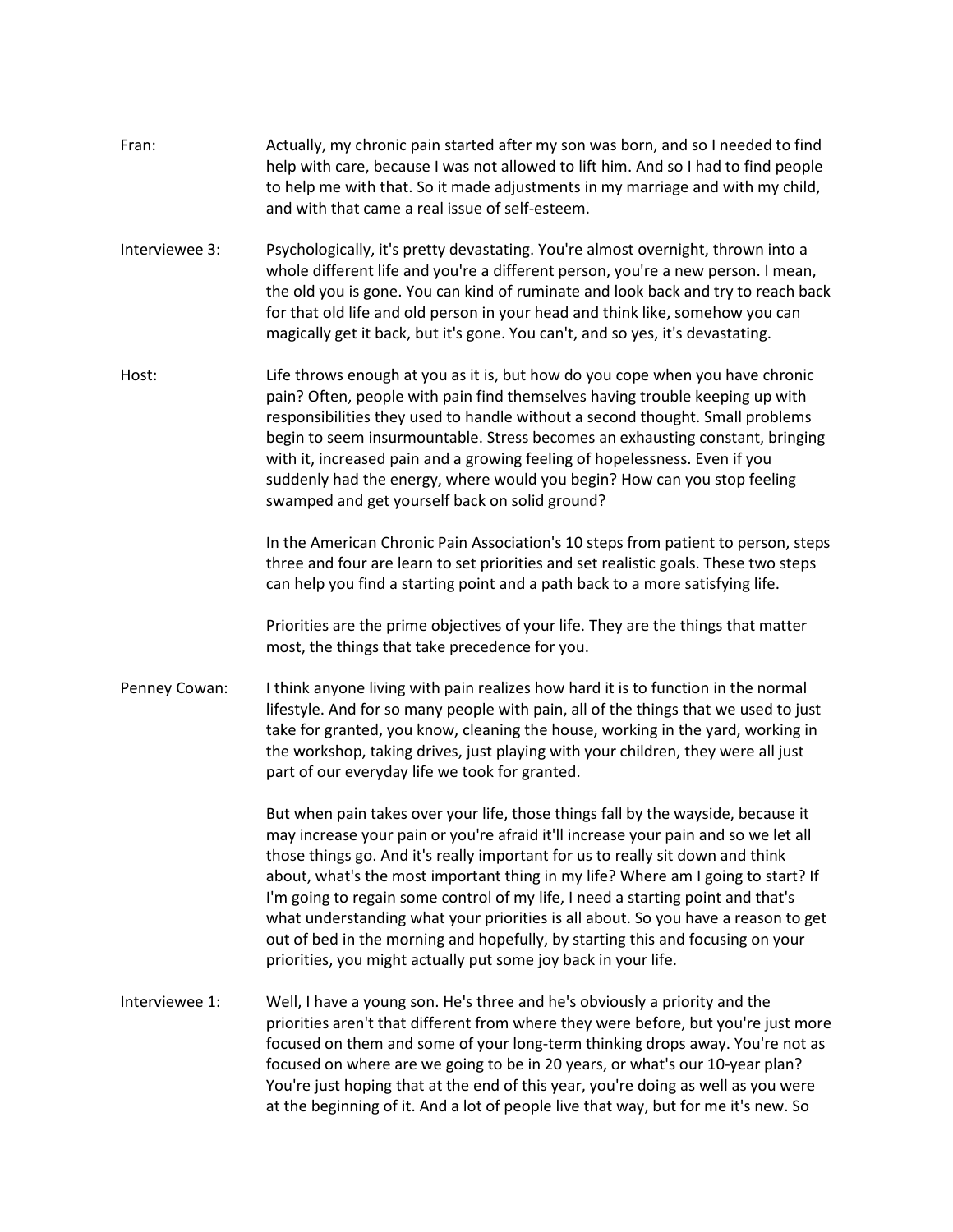Fran: Actually, my chronic pain started after my son was born, and so I needed to find help with care, because I was not allowed to lift him. And so I had to find people to help me with that. So it made adjustments in my marriage and with my child, and with that came a real issue of self-esteem.

Interviewee 3: Psychologically, it's pretty devastating. You're almost overnight, thrown into a whole different life and you're a different person, you're a new person. I mean, the old you is gone. You can kind of ruminate and look back and try to reach back for that old life and old person in your head and think like, somehow you can magically get it back, but it's gone. You can't, and so yes, it's devastating.

Host: Life throws enough at you as it is, but how do you cope when you have chronic pain? Often, people with pain find themselves having trouble keeping up with responsibilities they used to handle without a second thought. Small problems begin to seem insurmountable. Stress becomes an exhausting constant, bringing with it, increased pain and a growing feeling of hopelessness. Even if you suddenly had the energy, where would you begin? How can you stop feeling swamped and get yourself back on solid ground?

In the American Chronic Pain Association's 10 steps from patient to person, steps three and four are learn to set priorities and set realistic goals. These two steps can help you find a starting point and a path back to a more satisfying life.

Priorities are the prime objectives of your life. They are the things that matter most, the things that take precedence for you.

Penney Cowan: I think anyone living with pain realizes how hard it is to function in the normal lifestyle. And for so many people with pain, all of the things that we used to just take for granted, you know, cleaning the house, working in the yard, working in the workshop, taking drives, just playing with your children, they were all just part of our everyday life we took for granted.

But when pain takes over your life, those things fall by the wayside, because it may increase your pain or you're afraid it'll increase your pain and so we let all those things go. And it's really important for us to really sit down and think about, what's the most important thing in my life? Where am I going to start? If I'm going to regain some control of my life, I need a starting point and that's what understanding what your priorities is all about. So you have a reason to get out of bed in the morning and hopefully, by starting this and focusing on your priorities, you might actually put some joy back in your life.

Interviewee 1: Well, I have a young son. He's three and he's obviously a priority and the priorities aren't that different from where they were before, but you're just more focused on them and some of your long-term thinking drops away. You're not as focused on where are we going to be in 20 years, or what's our 10-year plan? You're just hoping that at the end of this year, you're doing as well as you were at the beginning of it. And a lot of people live that way, but for me it's new. So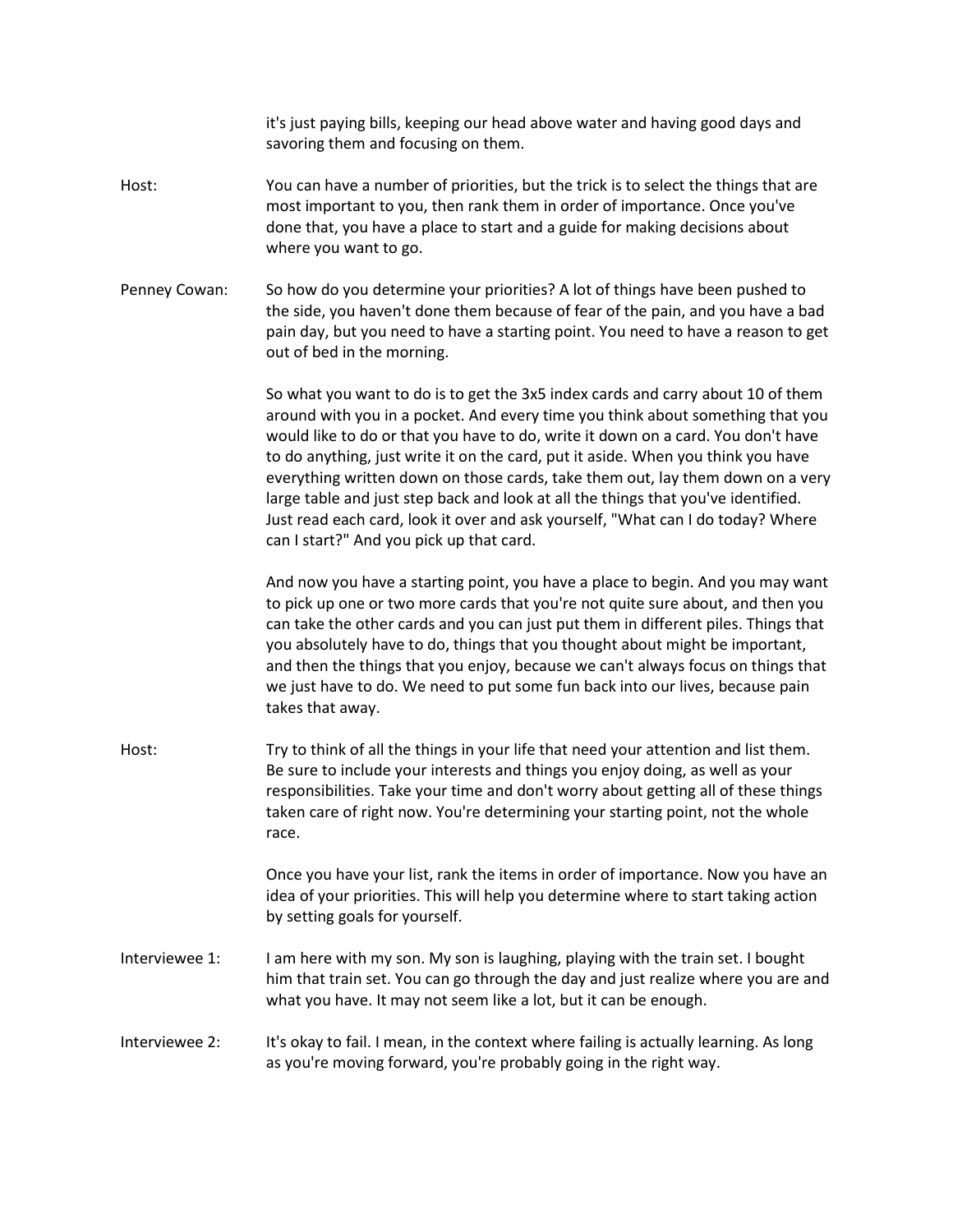it's just paying bills, keeping our head above water and having good days and savoring them and focusing on them.

Host: You can have a number of priorities, but the trick is to select the things that are most important to you, then rank them in order of importance. Once you've done that, you have a place to start and a guide for making decisions about where you want to go.

Penney Cowan: So how do you determine your priorities? A lot of things have been pushed to the side, you haven't done them because of fear of the pain, and you have a bad pain day, but you need to have a starting point. You need to have a reason to get out of bed in the morning.

So what you want to do is to get the 3x5 index cards and carry about 10 of them around with you in a pocket. And every time you think about something that you would like to do or that you have to do, write it down on a card. You don't have to do anything, just write it on the card, put it aside. When you think you have everything written down on those cards, take them out, lay them down on a very large table and just step back and look at all the things that you've identified. Just read each card, look it over and ask yourself, "What can I do today? Where can I start?" And you pick up that card.

And now you have a starting point, you have a place to begin. And you may want to pick up one or two more cards that you're not quite sure about, and then you can take the other cards and you can just put them in different piles. Things that you absolutely have to do, things that you thought about might be important, and then the things that you enjoy, because we can't always focus on things that we just have to do. We need to put some fun back into our lives, because pain takes that away.

Host: Try to think of all the things in your life that need your attention and list them. Be sure to include your interests and things you enjoy doing, as well as your responsibilities. Take your time and don't worry about getting all of these things taken care of right now. You're determining your starting point, not the whole race.

Once you have your list, rank the items in order of importance. Now you have an idea of your priorities. This will help you determine where to start taking action by setting goals for yourself.

Interviewee 1: I am here with my son. My son is laughing, playing with the train set. I bought him that train set. You can go through the day and just realize where you are and what you have. It may not seem like a lot, but it can be enough.

Interviewee 2: It's okay to fail. I mean, in the context where failing is actually learning. As long as you're moving forward, you're probably going in the right way.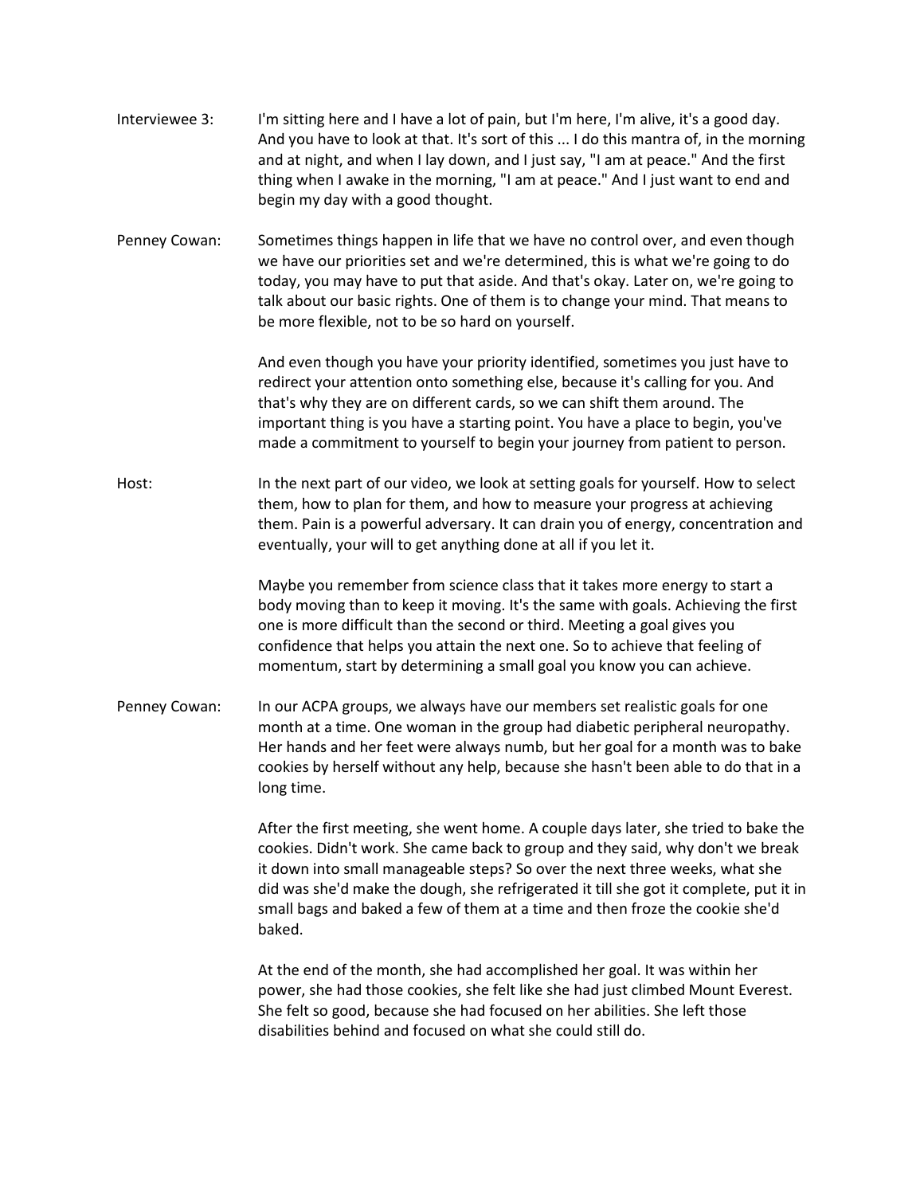Interviewee 3: I'm sitting here and I have a lot of pain, but I'm here, I'm alive, it's a good day. And you have to look at that. It's sort of this ... I do this mantra of, in the morning and at night, and when I lay down, and I just say, "I am at peace." And the first thing when I awake in the morning, "I am at peace." And I just want to end and begin my day with a good thought.

Penney Cowan: Sometimes things happen in life that we have no control over, and even though we have our priorities set and we're determined, this is what we're going to do today, you may have to put that aside. And that's okay. Later on, we're going to talk about our basic rights. One of them is to change your mind. That means to be more flexible, not to be so hard on yourself.

And even though you have your priority identified, sometimes you just have to redirect your attention onto something else, because it's calling for you. And that's why they are on different cards, so we can shift them around. The important thing is you have a starting point. You have a place to begin, you've made a commitment to yourself to begin your journey from patient to person.

Host: In the next part of our video, we look at setting goals for yourself. How to select them, how to plan for them, and how to measure your progress at achieving them. Pain is a powerful adversary. It can drain you of energy, concentration and eventually, your will to get anything done at all if you let it.

Maybe you remember from science class that it takes more energy to start a body moving than to keep it moving. It's the same with goals. Achieving the first one is more difficult than the second or third. Meeting a goal gives you confidence that helps you attain the next one. So to achieve that feeling of momentum, start by determining a small goal you know you can achieve.

Penney Cowan: In our ACPA groups, we always have our members set realistic goals for one month at a time. One woman in the group had diabetic peripheral neuropathy. Her hands and her feet were always numb, but her goal for a month was to bake cookies by herself without any help, because she hasn't been able to do that in a long time.

After the first meeting, she went home. A couple days later, she tried to bake the cookies. Didn't work. She came back to group and they said, why don't we break it down into small manageable steps? So over the next three weeks, what she did was she'd make the dough, she refrigerated it till she got it complete, put it in small bags and baked a few of them at a time and then froze the cookie she'd baked.

At the end of the month, she had accomplished her goal. It was within her power, she had those cookies, she felt like she had just climbed Mount Everest. She felt so good, because she had focused on her abilities. She left those disabilities behind and focused on what she could still do.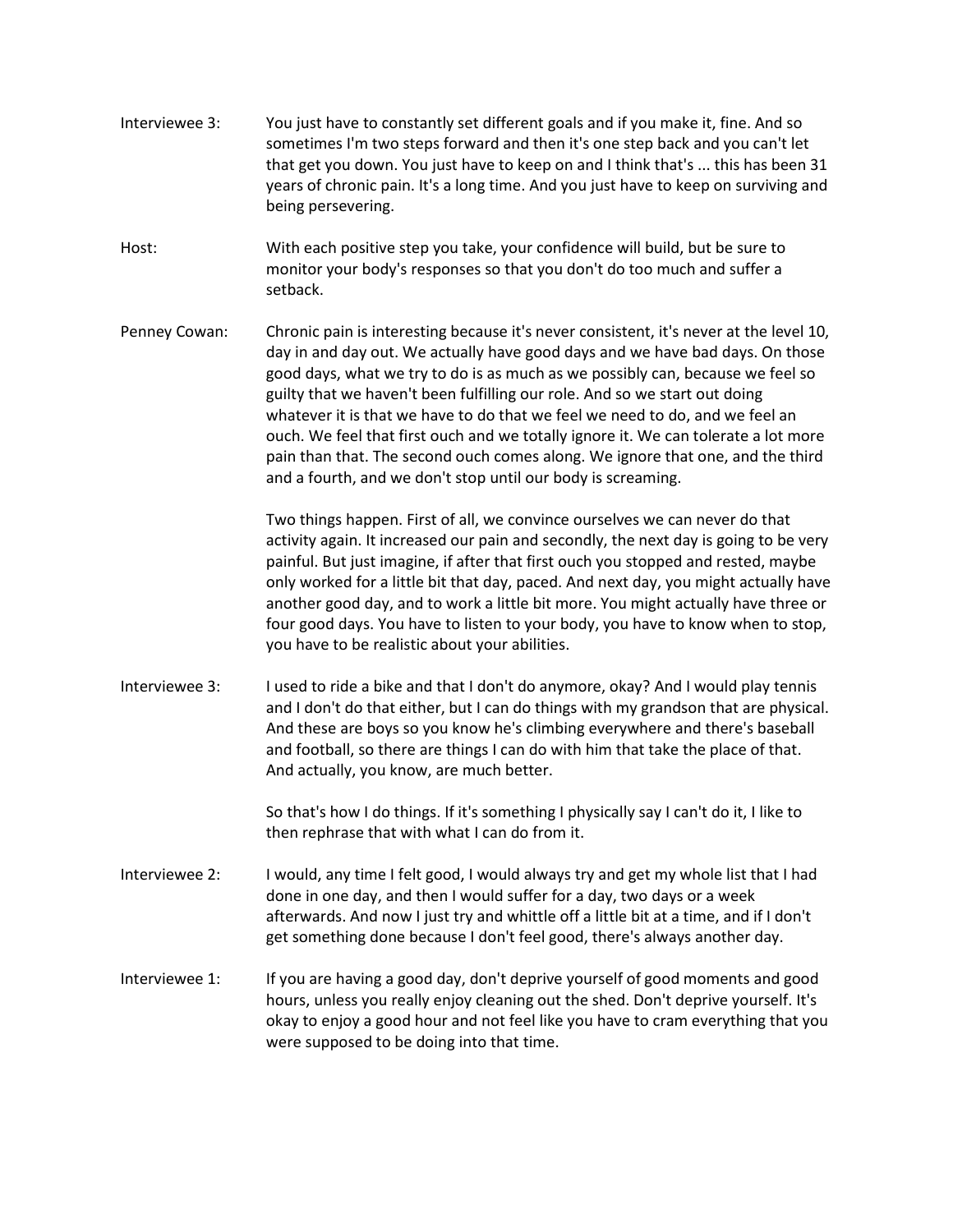Interviewee 3: You just have to constantly set different goals and if you make it, fine. And so sometimes I'm two steps forward and then it's one step back and you can't let that get you down. You just have to keep on and I think that's ... this has been 31 years of chronic pain. It's a long time. And you just have to keep on surviving and being persevering.

Host: With each positive step you take, your confidence will build, but be sure to monitor your body's responses so that you don't do too much and suffer a setback.

Penney Cowan: Chronic pain is interesting because it's never consistent, it's never at the level 10, day in and day out. We actually have good days and we have bad days. On those good days, what we try to do is as much as we possibly can, because we feel so guilty that we haven't been fulfilling our role. And so we start out doing whatever it is that we have to do that we feel we need to do, and we feel an ouch. We feel that first ouch and we totally ignore it. We can tolerate a lot more pain than that. The second ouch comes along. We ignore that one, and the third and a fourth, and we don't stop until our body is screaming.

Two things happen. First of all, we convince ourselves we can never do that activity again. It increased our pain and secondly, the next day is going to be very painful. But just imagine, if after that first ouch you stopped and rested, maybe only worked for a little bit that day, paced. And next day, you might actually have another good day, and to work a little bit more. You might actually have three or four good days. You have to listen to your body, you have to know when to stop, you have to be realistic about your abilities.

Interviewee 3: I used to ride a bike and that I don't do anymore, okay? And I would play tennis and I don't do that either, but I can do things with my grandson that are physical. And these are boys so you know he's climbing everywhere and there's baseball and football, so there are things I can do with him that take the place of that. And actually, you know, are much better.

So that's how I do things. If it's something I physically say I can't do it, I like to then rephrase that with what I can do from it.

Interviewee 2: I would, any time I felt good, I would always try and get my whole list that I had done in one day, and then I would suffer for a day, two days or a week afterwards. And now I just try and whittle off a little bit at a time, and if I don't get something done because I don't feel good, there's always another day.

Interviewee 1: If you are having a good day, don't deprive yourself of good moments and good hours, unless you really enjoy cleaning out the shed. Don't deprive yourself. It's okay to enjoy a good hour and not feel like you have to cram everything that you were supposed to be doing into that time.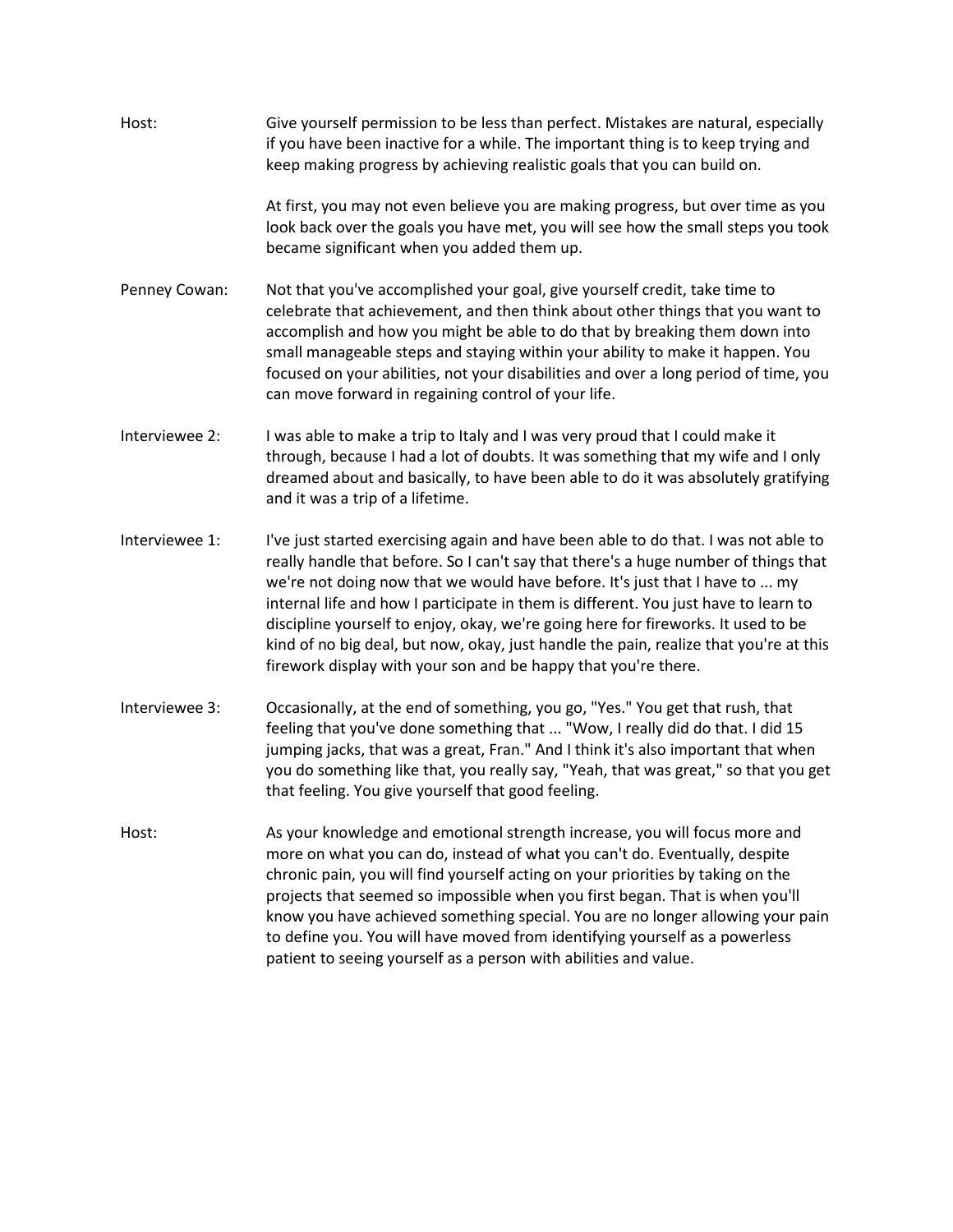Host: Give yourself permission to be less than perfect. Mistakes are natural, especially if you have been inactive for a while. The important thing is to keep trying and keep making progress by achieving realistic goals that you can build on.

At first, you may not even believe you are making progress, but over time as you look back over the goals you have met, you will see how the small steps you took became significant when you added them up.

Penney Cowan: Not that you've accomplished your goal, give yourself credit, take time to celebrate that achievement, and then think about other things that you want to accomplish and how you might be able to do that by breaking them down into small manageable steps and staying within your ability to make it happen. You focused on your abilities, not your disabilities and over a long period of time, you can move forward in regaining control of your life.

Interviewee 2: I was able to make a trip to Italy and I was very proud that I could make it through, because I had a lot of doubts. It was something that my wife and I only dreamed about and basically, to have been able to do it was absolutely gratifying and it was a trip of a lifetime.

Interviewee 1: I've just started exercising again and have been able to do that. I was not able to really handle that before. So I can't say that there's a huge number of things that we're not doing now that we would have before. It's just that I have to ... my internal life and how I participate in them is different. You just have to learn to discipline yourself to enjoy, okay, we're going here for fireworks. It used to be kind of no big deal, but now, okay, just handle the pain, realize that you're at this firework display with your son and be happy that you're there.

Interviewee 3: Occasionally, at the end of something, you go, "Yes." You get that rush, that feeling that you've done something that ... "Wow, I really did do that. I did 15 jumping jacks, that was a great, Fran." And I think it's also important that when you do something like that, you really say, "Yeah, that was great," so that you get that feeling. You give yourself that good feeling.

Host: As your knowledge and emotional strength increase, you will focus more and more on what you can do, instead of what you can't do. Eventually, despite chronic pain, you will find yourself acting on your priorities by taking on the projects that seemed so impossible when you first began. That is when you'll know you have achieved something special. You are no longer allowing your pain to define you. You will have moved from identifying yourself as a powerless patient to seeing yourself as a person with abilities and value.